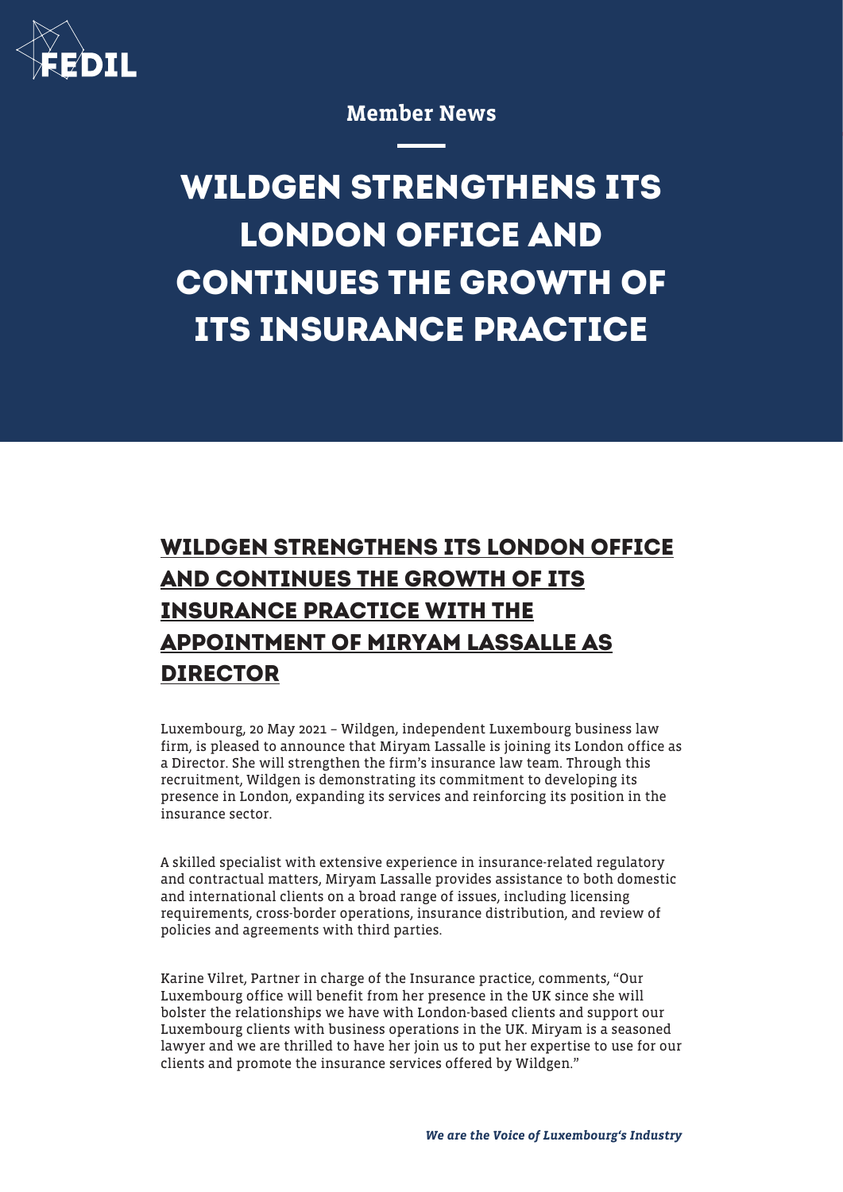Member News

# WILDGEN STRENGTHENS ITS LONDON OFFICE AND CONTINUES THE GROWTH OF ITS INSURANCE PRACTICE

## WILDGEN STRENGTHENS ITS LONDON OFFICE AND CONTINUES THE GROWTH OF ITS INSURANCE PRACTICE WITH THE APPOINTMENT OF MIRYAM LASSALLE AS DIRECTOR

Luxembourg, 20 May 2021 – Wildgen, independent Luxembourg business law firm, is pleased to announce that Miryam Lassalle is joining its London office as a Director. She will strengthen the firm's insurance law team. Through this recruitment, Wildgen is demonstrating its commitment to developing its presence in London, expanding its services and reinforcing its position in the insurance sector.

A skilled specialist with extensive experience in insurance-related regulatory and contractual matters, Miryam Lassalle provides assistance to both domestic and international clients on a broad range of issues, including licensing requirements, cross-border operations, insurance distribution, and review of policies and agreements with third parties.

Karine Vilret, Partner in charge of the Insurance practice, comments, "Our Luxembourg office will benefit from her presence in the UK since she will bolster the relationships we have with London-based clients and support our Luxembourg clients with business operations in the UK. Miryam is a seasoned lawyer and we are thrilled to have her join us to put her expertise to use for our clients and promote the insurance services offered by Wildgen."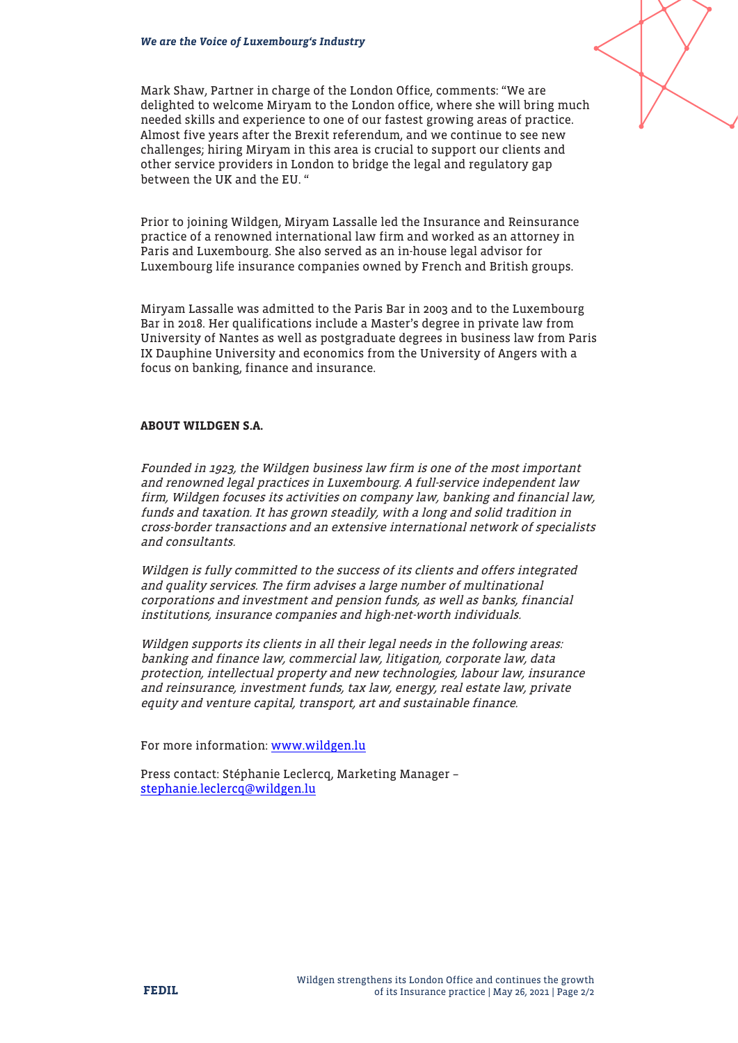Mark Shaw, Partner in charge of the London Office, comments: "We are delighted to welcome Miryam to the London office, where she will bring much needed skills and experience to one of our fastest growing areas of practice. Almost five years after the Brexit referendum, and we continue to see new challenges; hiring Miryam in this area is crucial to support our clients and other service providers in London to bridge the legal and regulatory gap between the UK and the EU. "

Prior to joining Wildgen, Miryam Lassalle led the Insurance and Reinsurance practice of a renowned international law firm and worked as an attorney in Paris and Luxembourg. She also served as an in-house legal advisor for Luxembourg life insurance companies owned by French and British groups.

Miryam Lassalle was admitted to the Paris Bar in 2003 and to the Luxembourg Bar in 2018. Her qualifications include a Master's degree in private law from University of Nantes as well as postgraduate degrees in business law from Paris IX Dauphine University and economics from the University of Angers with a focus on banking, finance and insurance.

**ABOUT WILDGEN S.A.**

*Founded in 1923, the Wildgen business law firm is one of the most important and renowned legal practices in Luxembourg. A full-service independent law firm, Wildgen focuses its activities on company law, banking and financial law, funds and taxation. It has grown steadily, with a long and solid tradition in cross-border transactions and an extensive international network of specialists and consultants.*

*Wildgen is fully committed to the success of its clients and offers integrated and quality services. The firm advises a large number of multinational corporations and investment and pension funds, as well as banks, financial institutions, insurance companies and high-net-worth individuals.*

*Wildgen supports its clients in all their legal needs in the following areas: banking and finance law, commercial law, litigation, corporate law, data protection, intellectual property and new technologies, labour law, insurance and reinsurance, investment funds, tax law, energy, real estate law, private equity and venture capital, transport, art and sustainable finance.*

For more information: [www.wildgen.lu](http://www.wildgen.lu)

Press contact: Stéphanie Leclercq, Marketing Manager – [stephanie.leclercq@wildgen.lu](mailto:stephanie.leclercq@wildgen.lu)